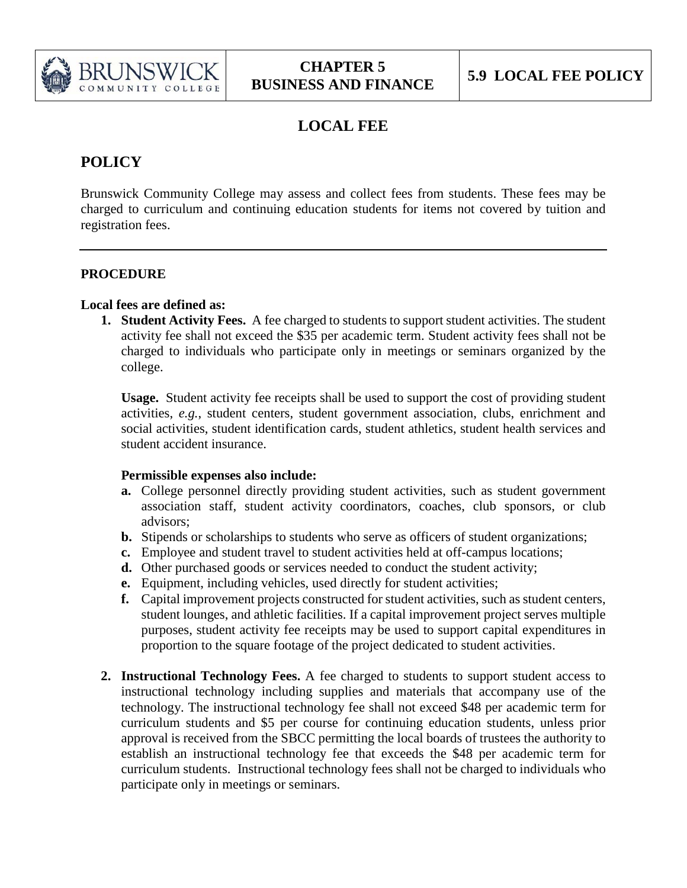# LOCAL FEE

## POLICY

Brunswick Community College may assess and collect fees from students. These fees may be charged to curriculum and continuing education students for items not covered by tuition and registration fees.

---

### PROCEDURE

**Local fees are defined as:**

1. **Student Activity Fees.** A fee charged to students to support student activities. The student activity fee shall not exceed the $35 per academic term. Student activity fees shall not be charged to individuals who participate only in meetings or seminars organized by the college.

   **Usage.** Student activity fee receipts shall be used to support the cost of providing student activities, *e.g.*, student centers, student government association, clubs, enrichment and social activities, student identification cards, student athletics, student health services and student accident insurance.

   **Permissible expenses also include:**

   **a.** College personnel directly providing student activities, such as student government association staff, student activity coordinators, coaches, club sponsors, or club advisors;
   **b.** Stipends or scholarships to students who serve as officers of student organizations;
   **c.** Employee and student travel to student activities held at off-campus locations;
   **d.** Other purchased goods or services needed to conduct the student activity;
   **e.** Equipment, including vehicles, used directly for student activities;
   **f.** Capital improvement projects constructed for student activities, such as student centers, student lounges, and athletic facilities. If a capital improvement project serves multiple purposes, student activity fee receipts may be used to support capital expenditures in proportion to the square footage of the project dedicated to student activities.

2. **Instructional Technology Fees.** A fee charged to students to support student access to instructional technology including supplies and materials that accompany use of the technology. The instructional technology fee shall not exceed $48 per academic term for curriculum students and $5 per course for continuing education students, unless prior approval is received from the SBCC permitting the local boards of trustees the authority to establish an instructional technology fee that exceeds the $48 per academic term for curriculum students. Instructional technology fees shall not be charged to individuals who participate only in meetings or seminars.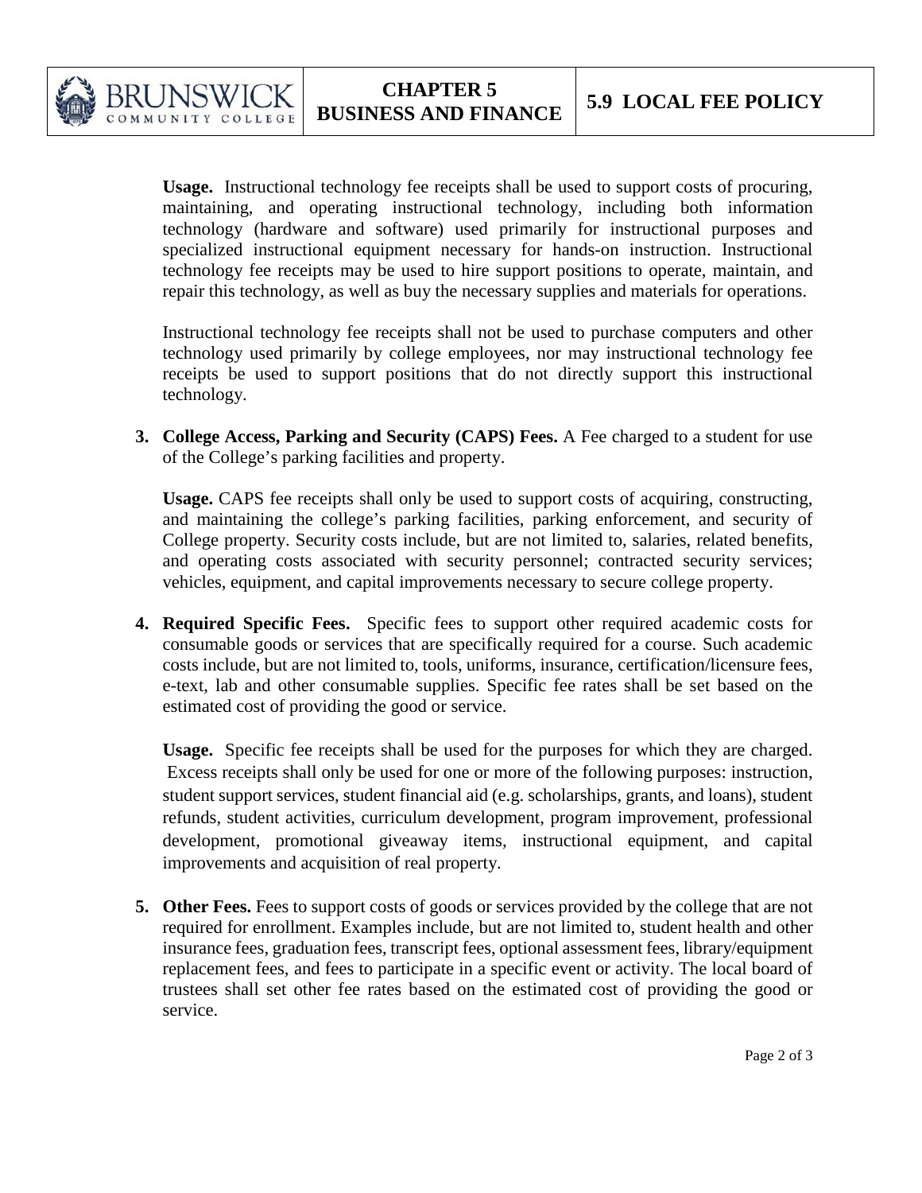**Usage.** Instructional technology fee receipts shall be used to support costs of procuring, maintaining, and operating instructional technology, including both information technology (hardware and software) used primarily for instructional purposes and specialized instructional equipment necessary for hands-on instruction. Instructional technology fee receipts may be used to hire support positions to operate, maintain, and repair this technology, as well as buy the necessary supplies and materials for operations.

Instructional technology fee receipts shall not be used to purchase computers and other technology used primarily by college employees, nor may instructional technology fee receipts be used to support positions that do not directly support this instructional technology.

3. **College Access, Parking and Security (CAPS) Fees.** A Fee charged to a student for use of the College's parking facilities and property.

   **Usage.** CAPS fee receipts shall only be used to support costs of acquiring, constructing, and maintaining the college's parking facilities, parking enforcement, and security of College property. Security costs include, but are not limited to, salaries, related benefits, and operating costs associated with security personnel; contracted security services; vehicles, equipment, and capital improvements necessary to secure college property.

4. **Required Specific Fees.** Specific fees to support other required academic costs for consumable goods or services that are specifically required for a course. Such academic costs include, but are not limited to, tools, uniforms, insurance, certification/licensure fees, e-text, lab and other consumable supplies. Specific fee rates shall be set based on the estimated cost of providing the good or service.

   **Usage.** Specific fee receipts shall be used for the purposes for which they are charged. Excess receipts shall only be used for one or more of the following purposes: instruction, student support services, student financial aid (e.g. scholarships, grants, and loans), student refunds, student activities, curriculum development, program improvement, professional development, promotional giveaway items, instructional equipment, and capital improvements and acquisition of real property.

5. **Other Fees.** Fees to support costs of goods or services provided by the college that are not required for enrollment. Examples include, but are not limited to, student health and other insurance fees, graduation fees, transcript fees, optional assessment fees, library/equipment replacement fees, and fees to participate in a specific event or activity. The local board of trustees shall set other fee rates based on the estimated cost of providing the good or service.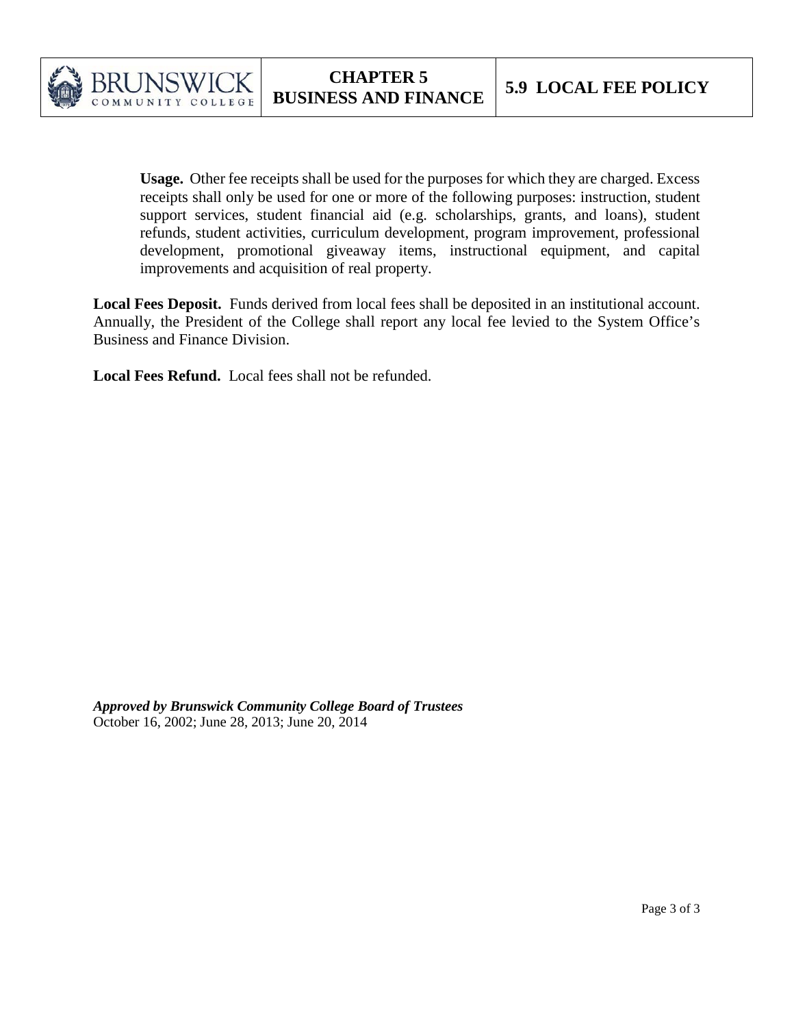**Usage.** Other fee receipts shall be used for the purposes for which they are charged. Excess receipts shall only be used for one or more of the following purposes: instruction, student support services, student financial aid (e.g. scholarships, grants, and loans), student refunds, student activities, curriculum development, program improvement, professional development, promotional giveaway items, instructional equipment, and capital improvements and acquisition of real property.

**Local Fees Deposit.** Funds derived from local fees shall be deposited in an institutional account. Annually, the President of the College shall report any local fee levied to the System Office's Business and Finance Division.

**Local Fees Refund.** Local fees shall not be refunded.

***Approved by Brunswick Community College Board of Trustees***
October 16, 2002; June 28, 2013; June 20, 2014